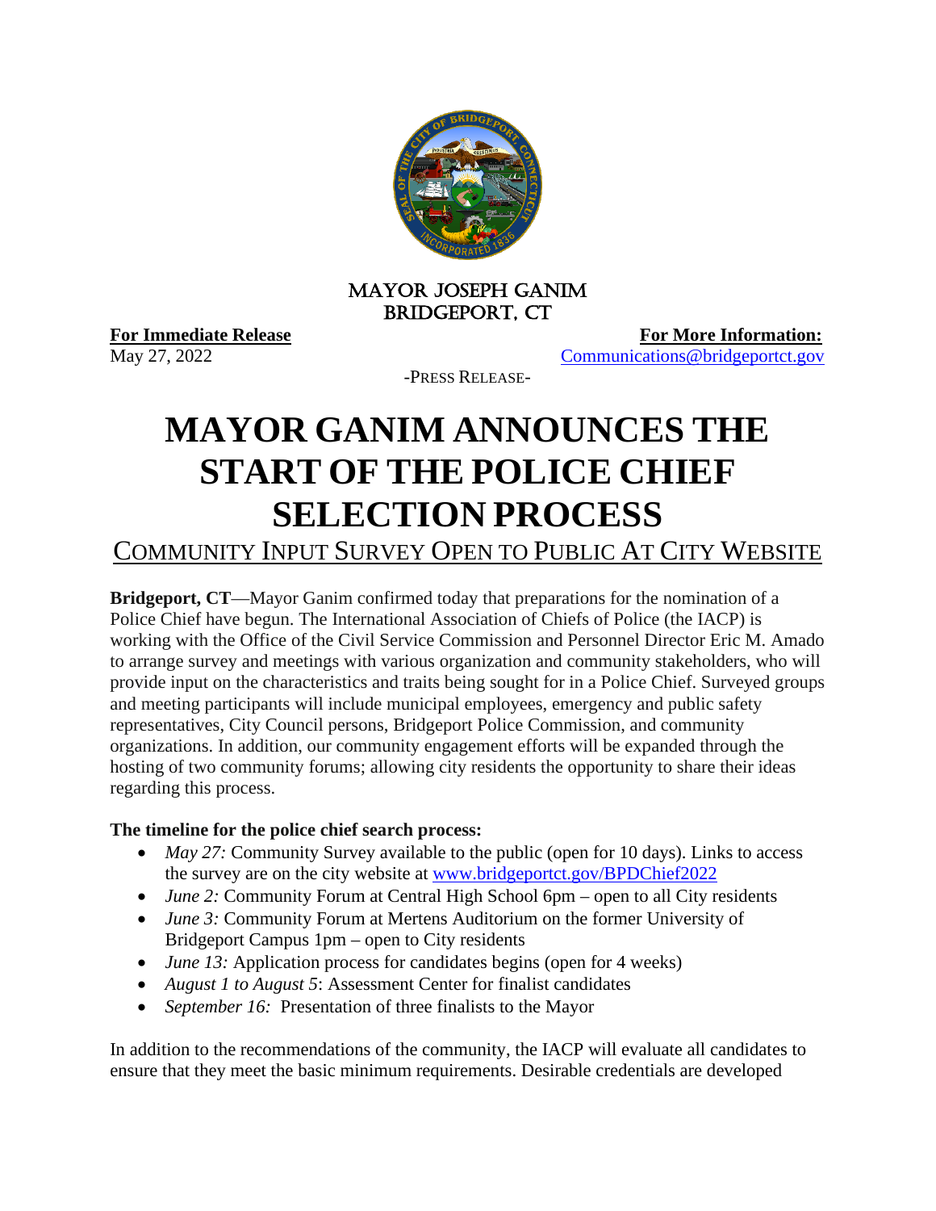MAYOR JOSEPH GANIM
BRIDGEPORT, CT

**For Immediate Release**
May 27, 2022

**For More Information:**
Communications@bridgeportct.gov

-PRESS RELEASE-

# MAYOR GANIM ANNOUNCES THE START OF THE POLICE CHIEF SELECTION PROCESS

## COMMUNITY INPUT SURVEY OPEN TO PUBLIC AT CITY WEBSITE

**Bridgeport, CT**—Mayor Ganim confirmed today that preparations for the nomination of a Police Chief have begun. The International Association of Chiefs of Police (the IACP) is working with the Office of the Civil Service Commission and Personnel Director Eric M. Amado to arrange survey and meetings with various organization and community stakeholders, who will provide input on the characteristics and traits being sought for in a Police Chief. Surveyed groups and meeting participants will include municipal employees, emergency and public safety representatives, City Council persons, Bridgeport Police Commission, and community organizations. In addition, our community engagement efforts will be expanded through the hosting of two community forums; allowing city residents the opportunity to share their ideas regarding this process.

**The timeline for the police chief search process:**

- *May 27:* Community Survey available to the public (open for 10 days). Links to access the survey are on the city website at www.bridgeportct.gov/BPDChief2022
- *June 2:* Community Forum at Central High School 6pm – open to all City residents
- *June 3:* Community Forum at Mertens Auditorium on the former University of Bridgeport Campus 1pm – open to City residents
- *June 13:* Application process for candidates begins (open for 4 weeks)
- *August 1 to August 5*: Assessment Center for finalist candidates
- *September 16:* Presentation of three finalists to the Mayor

In addition to the recommendations of the community, the IACP will evaluate all candidates to ensure that they meet the basic minimum requirements. Desirable credentials are developed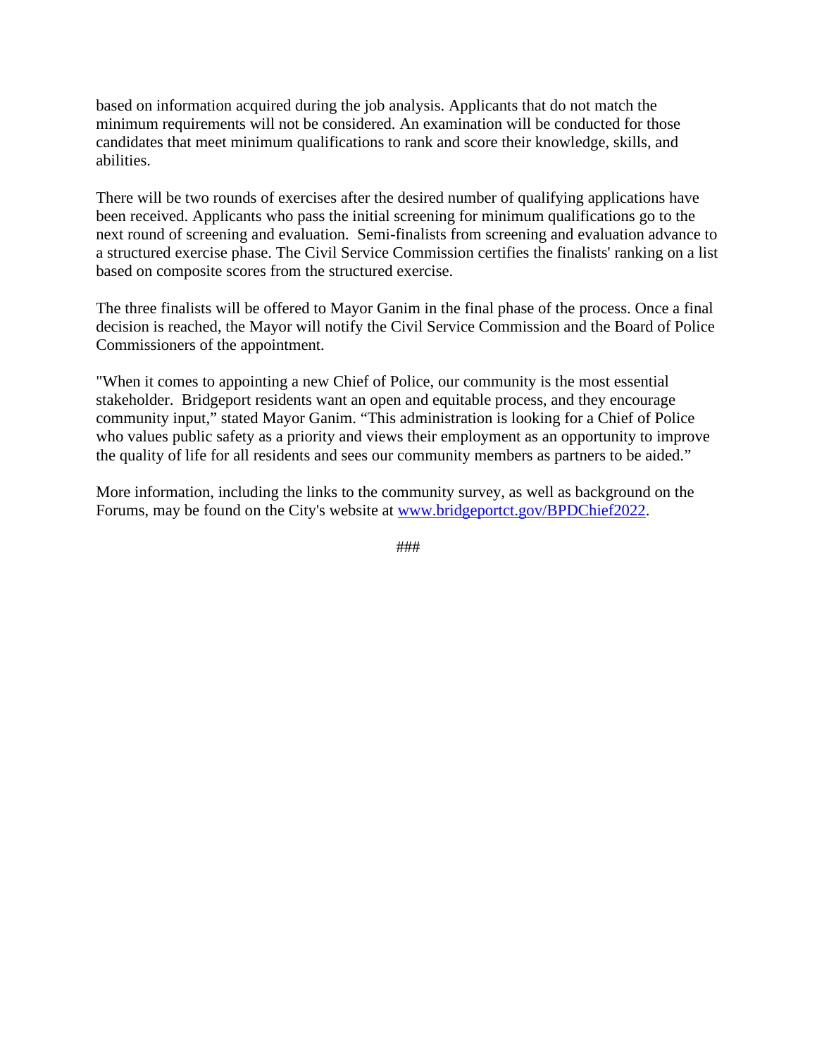based on information acquired during the job analysis. Applicants that do not match the minimum requirements will not be considered. An examination will be conducted for those candidates that meet minimum qualifications to rank and score their knowledge, skills, and abilities.

There will be two rounds of exercises after the desired number of qualifying applications have been received. Applicants who pass the initial screening for minimum qualifications go to the next round of screening and evaluation. Semi-finalists from screening and evaluation advance to a structured exercise phase. The Civil Service Commission certifies the finalists' ranking on a list based on composite scores from the structured exercise.

The three finalists will be offered to Mayor Ganim in the final phase of the process. Once a final decision is reached, the Mayor will notify the Civil Service Commission and the Board of Police Commissioners of the appointment.

"When it comes to appointing a new Chief of Police, our community is the most essential stakeholder. Bridgeport residents want an open and equitable process, and they encourage community input," stated Mayor Ganim. "This administration is looking for a Chief of Police who values public safety as a priority and views their employment as an opportunity to improve the quality of life for all residents and sees our community members as partners to be aided."

More information, including the links to the community survey, as well as background on the Forums, may be found on the City's website at [www.bridgeportct.gov/BPDChief2022](http://www.bridgeportct.gov/BPDChief2022).

###